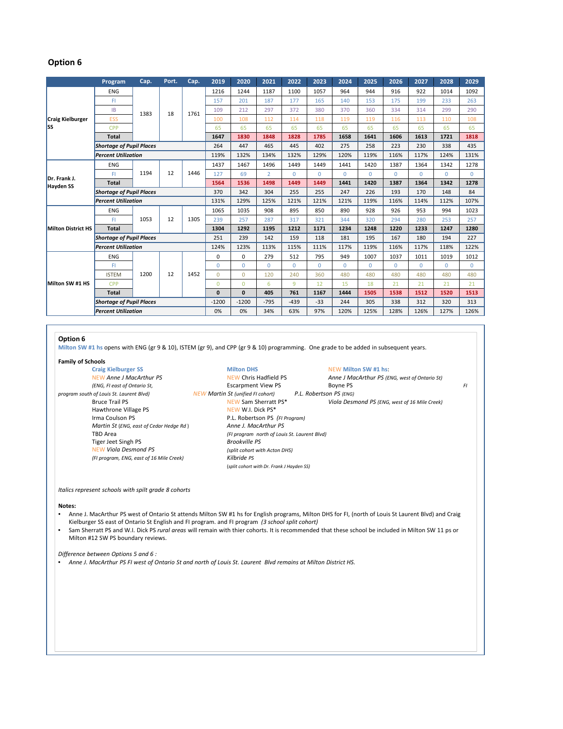## Option 6

| School | Program | Cap. | Port. | Cap. | 2019 | 2020 | 2021 | 2022 | 2023 | 2024 | 2025 | 2026 | 2027 | 2028 | 2029 |
|---|---|---|---|---|---|---|---|---|---|---|---|---|---|---|---|
| Craig Kielburger SS | ENG | 1383 | 18 | 1761 | 1216 | 1244 | 1187 | 1100 | 1057 | 964 | 944 | 916 | 922 | 1014 | 1092 |
| | FI | | | | 157 | 201 | 187 | 177 | 165 | 140 | 153 | 175 | 199 | 233 | 263 |
| | IB | | | | 109 | 212 | 297 | 372 | 380 | 370 | 360 | 334 | 314 | 299 | 290 |
| | ESS | | | | 100 | 108 | 112 | 114 | 118 | 119 | 119 | 116 | 113 | 110 | 108 |
| | CPP | | | | 65 | 65 | 65 | 65 | 65 | 65 | 65 | 65 | 65 | 65 | 65 |
| | **Total** | | | | **1647** | **1830** | **1848** | **1828** | **1785** | **1658** | **1641** | **1606** | **1613** | **1721** | **1818** |
| | ***Shortage of Pupil Places*** | | | | 264 | 447 | 465 | 445 | 402 | 275 | 258 | 223 | 230 | 338 | 435 |
| | ***Percent Utilization*** | | | | 119% | 132% | 134% | 132% | 129% | 120% | 119% | 116% | 117% | 124% | 131% |
| Dr. Frank J. Hayden SS | ENG | 1194 | 12 | 1446 | 1437 | 1467 | 1496 | 1449 | 1449 | 1441 | 1420 | 1387 | 1364 | 1342 | 1278 |
| | FI | | | | 127 | 69 | 2 | 0 | 0 | 0 | 0 | 0 | 0 | 0 | 0 |
| | **Total** | | | | **1564** | **1536** | **1498** | **1449** | **1449** | **1441** | **1420** | **1387** | **1364** | **1342** | **1278** |
| | ***Shortage of Pupil Places*** | | | | 370 | 342 | 304 | 255 | 255 | 247 | 226 | 193 | 170 | 148 | 84 |
| | ***Percent Utilization*** | | | | 131% | 129% | 125% | 121% | 121% | 121% | 119% | 116% | 114% | 112% | 107% |
| Milton District HS | ENG | 1053 | 12 | 1305 | 1065 | 1035 | 908 | 895 | 850 | 890 | 928 | 926 | 953 | 994 | 1023 |
| | FI | | | | 239 | 257 | 287 | 317 | 321 | 344 | 320 | 294 | 280 | 253 | 257 |
| | **Total** | | | | **1304** | **1292** | **1195** | **1212** | **1171** | **1234** | **1248** | **1220** | **1233** | **1247** | **1280** |
| | ***Shortage of Pupil Places*** | | | | 251 | 239 | 142 | 159 | 118 | 181 | 195 | 167 | 180 | 194 | 227 |
| | ***Percent Utilization*** | | | | 124% | 123% | 113% | 115% | 111% | 117% | 119% | 116% | 117% | 118% | 122% |
| Milton SW #1 HS | ENG | 1200 | 12 | 1452 | 0 | 0 | 279 | 512 | 795 | 949 | 1007 | 1037 | 1011 | 1019 | 1012 |
| | FI | | | | 0 | 0 | 0 | 0 | 0 | 0 | 0 | 0 | 0 | 0 | 0 |
| | ISTEM | | | | 0 | 0 | 120 | 240 | 360 | 480 | 480 | 480 | 480 | 480 | 480 |
| | CPP | | | | 0 | 0 | 6 | 9 | 12 | 15 | 18 | 21 | 21 | 21 | 21 |
| | **Total** | | | | **0** | **0** | **405** | **761** | **1167** | **1444** | **1505** | **1538** | **1512** | **1520** | **1513** |
| | ***Shortage of Pupil Places*** | | | | -1200 | -1200 | -795 | -439 | -33 | 244 | 305 | 338 | 312 | 320 | 313 |
| | ***Percent Utilization*** | | | | 0% | 0% | 34% | 63% | 97% | 120% | 125% | 128% | 126% | 127% | 126% |

**Option 6**

Milton SW #1 hs opens with ENG (gr 9 & 10), ISTEM (gr 9), and CPP (gr 9 & 10) programming. One grade to be added in subsequent years.

**Family of Schools**

**Craig Kielburger SS**
- NEW *Anne J MacArthur PS* *(ENG, FI east of Ontario St, FI program south of Louis St. Laurent Blvd)*
- Bruce Trail PS
- Hawthrone Village PS
- Irma Coulson PS
- *Martin St* *(ENG, east of Cedar Hedge Rd )*
- TBD Area
- Tiger Jeet Singh PS
- NEW *Viola Desmond PS* *(FI program, ENG, east of 16 Mile Creek)*

**Milton DHS**
- NEW Chris Hadfield PS
- Escarpment View PS
- NEW *Martin St (unified FI cohort)*
- NEW Sam Sherratt PS*
- NEW W.I. Dick PS*
- P.L. Robertson PS *(FI Program)*
- *Anne J. MacArthur PS* *(FI program north of Louis St. Laurent Blvd)*
- *Brookville PS* *(split cohort with Acton DHS)*
- *Kilbride PS* *(split cohort with Dr. Frank J Hayden SS)*

NEW **Milton SW #1 hs**:
- *Anne J MacArthur PS (ENG, west of Ontario St)*
- Boyne PS
- *P.L. Robertson PS (ENG)*
- *Viola Desmond PS (ENG, west of 16 Mile Creek)*

*Italics represent schools with spilt grade 8 cohorts*

**Notes:**
- Anne J. MacArthur PS west of Ontario St attends Milton SW #1 hs for English programs, Milton DHS for FI, (north of Louis St Laurent Blvd) and Craig Kielburger SS east of Ontario St English and FI program. and FI program *(3 school split cohort)*
- Sam Sherratt PS and W.I. Dick PS *rural areas* will remain with thier cohorts. It is recommended that these school be included in Milton SW 11 ps or Milton #12 SW PS boundary reviews.

*Difference between Options 5 and 6 :*
- *Anne J. MacArthur PS FI west of Ontario St and north of Louis St. Laurent Blvd remains at Milton District HS.*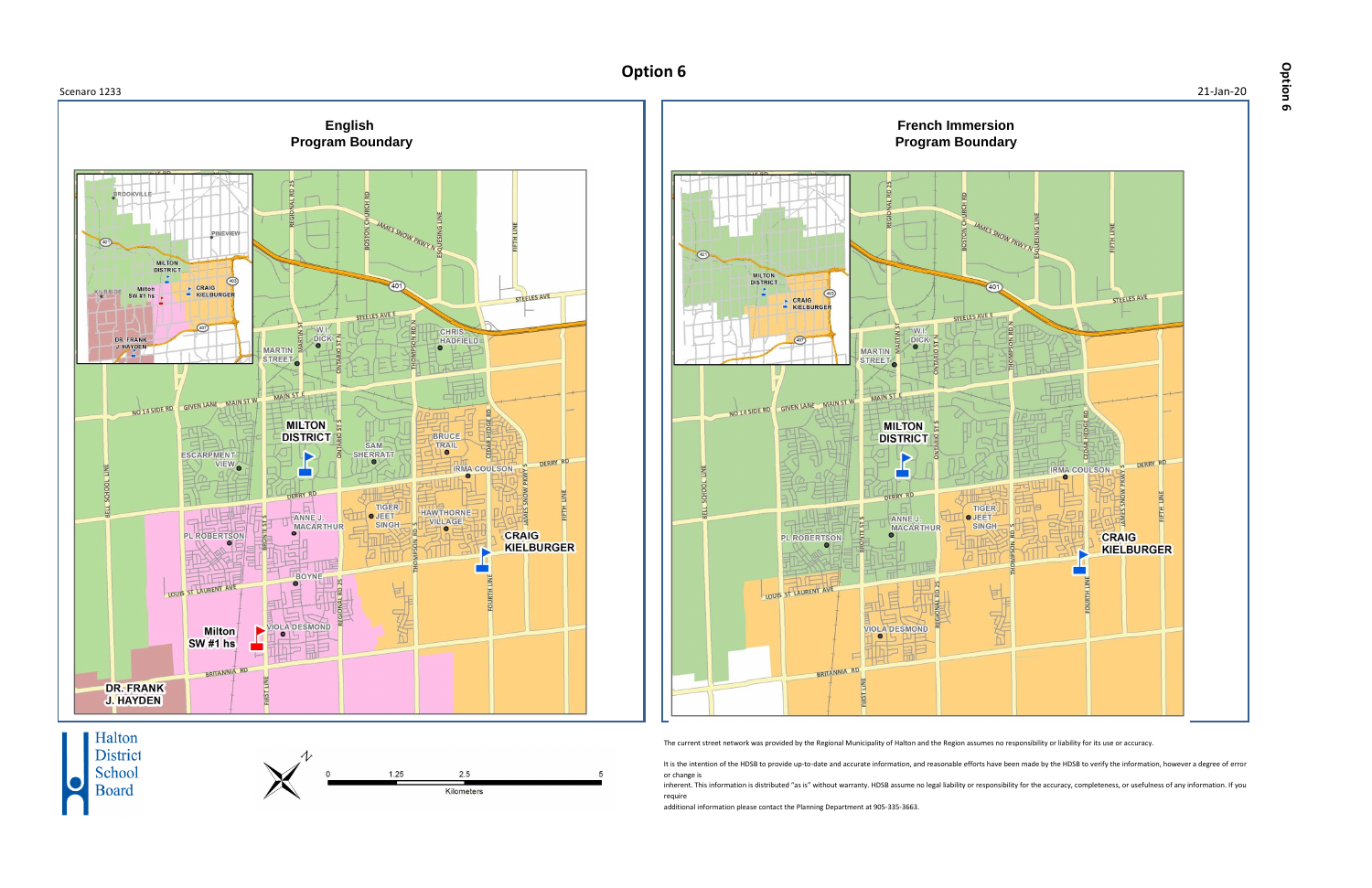# Option 6

Scenaro 1233

21-Jan-20

## English Program Boundary

## French Immersion Program Boundary

Halton District School Board

0 1.25 2.5 5

Kilometers

The current street network was provided by the Regional Municipality of Halton and the Region assumes no responsibility or liability for its use or accuracy.

It is the intention of the HDSB to provide up-to-date and accurate information, and reasonable efforts have been made by the HDSB to verify the information, however a degree of error or change is inherent. This information is distributed "as is" without warranty. HDSB assume no legal liability or responsibility for the accuracy, completeness, or usefulness of any information. If you require additional information please contact the Planning Department at 905-335-3663.